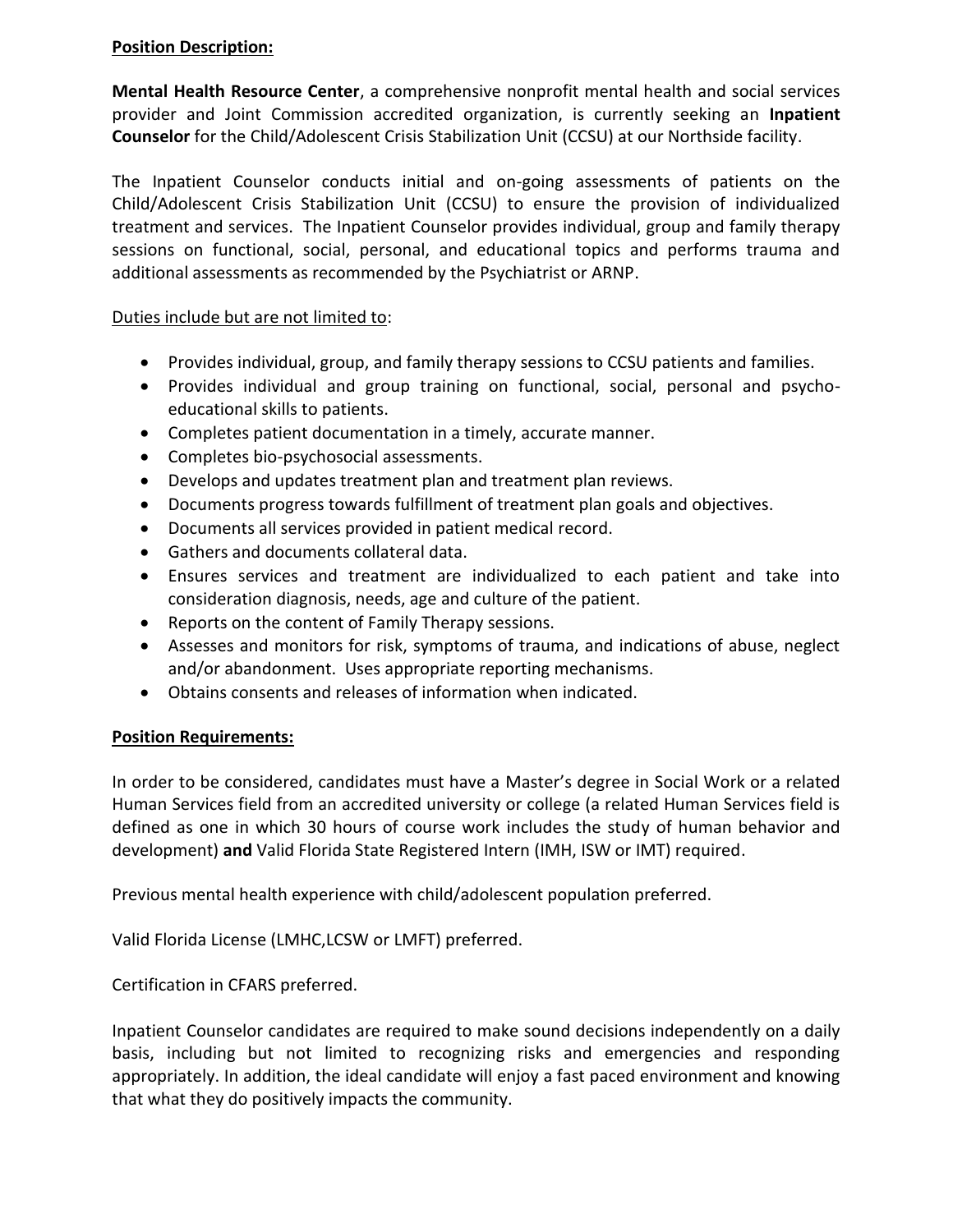**<u>Position Description:</u>**

**Mental Health Resource Center**, a comprehensive nonprofit mental health and social services provider and Joint Commission accredited organization, is currently seeking an **Inpatient Counselor** for the Child/Adolescent Crisis Stabilization Unit (CCSU) at our Northside facility.

The Inpatient Counselor conducts initial and on-going assessments of patients on the Child/Adolescent Crisis Stabilization Unit (CCSU) to ensure the provision of individualized treatment and services. The Inpatient Counselor provides individual, group and family therapy sessions on functional, social, personal, and educational topics and performs trauma and additional assessments as recommended by the Psychiatrist or ARNP.

<u>Duties include but are not limited to</u>:

- Provides individual, group, and family therapy sessions to CCSU patients and families.
- Provides individual and group training on functional, social, personal and psycho-educational skills to patients.
- Completes patient documentation in a timely, accurate manner.
- Completes bio-psychosocial assessments.
- Develops and updates treatment plan and treatment plan reviews.
- Documents progress towards fulfillment of treatment plan goals and objectives.
- Documents all services provided in patient medical record.
- Gathers and documents collateral data.
- Ensures services and treatment are individualized to each patient and take into consideration diagnosis, needs, age and culture of the patient.
- Reports on the content of Family Therapy sessions.
- Assesses and monitors for risk, symptoms of trauma, and indications of abuse, neglect and/or abandonment. Uses appropriate reporting mechanisms.
- Obtains consents and releases of information when indicated.

**<u>Position Requirements:</u>**

In order to be considered, candidates must have a Master's degree in Social Work or a related Human Services field from an accredited university or college (a related Human Services field is defined as one in which 30 hours of course work includes the study of human behavior and development) **and** Valid Florida State Registered Intern (IMH, ISW or IMT) required.

Previous mental health experience with child/adolescent population preferred.

Valid Florida License (LMHC,LCSW or LMFT) preferred.

Certification in CFARS preferred.

Inpatient Counselor candidates are required to make sound decisions independently on a daily basis, including but not limited to recognizing risks and emergencies and responding appropriately. In addition, the ideal candidate will enjoy a fast paced environment and knowing that what they do positively impacts the community.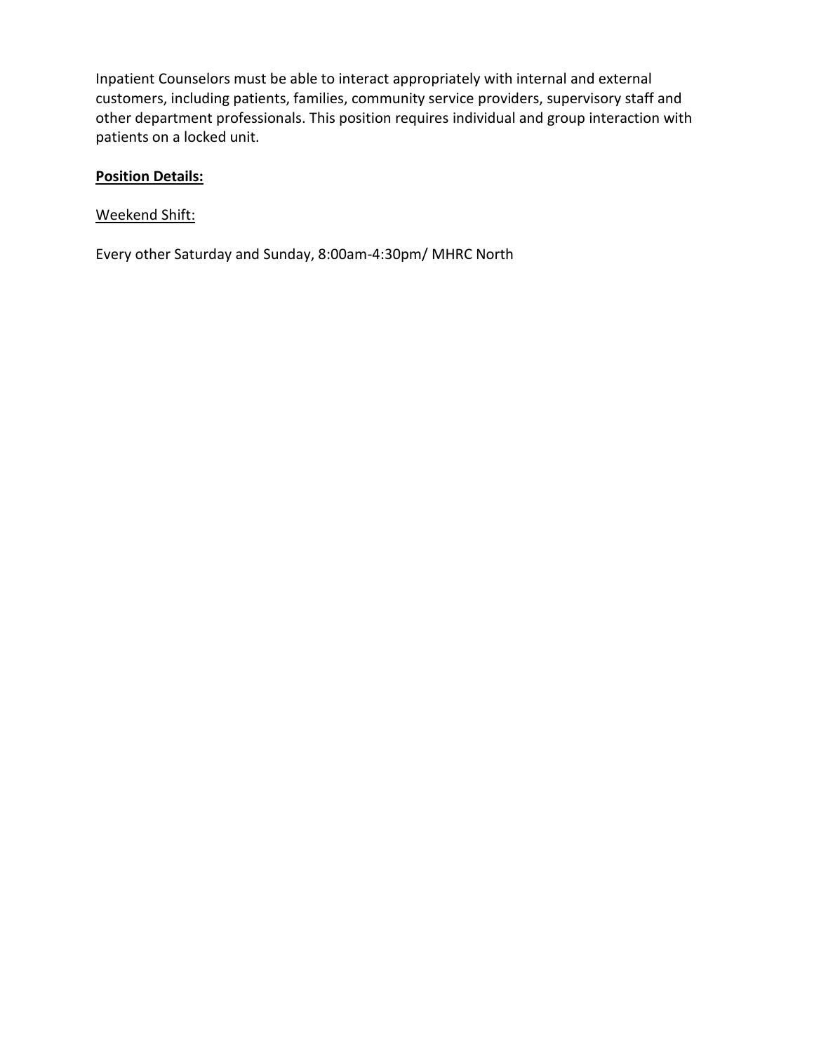Inpatient Counselors must be able to interact appropriately with internal and external customers, including patients, families, community service providers, supervisory staff and other department professionals. This position requires individual and group interaction with patients on a locked unit.

**Position Details:**

Weekend Shift:

Every other Saturday and Sunday, 8:00am-4:30pm/ MHRC North